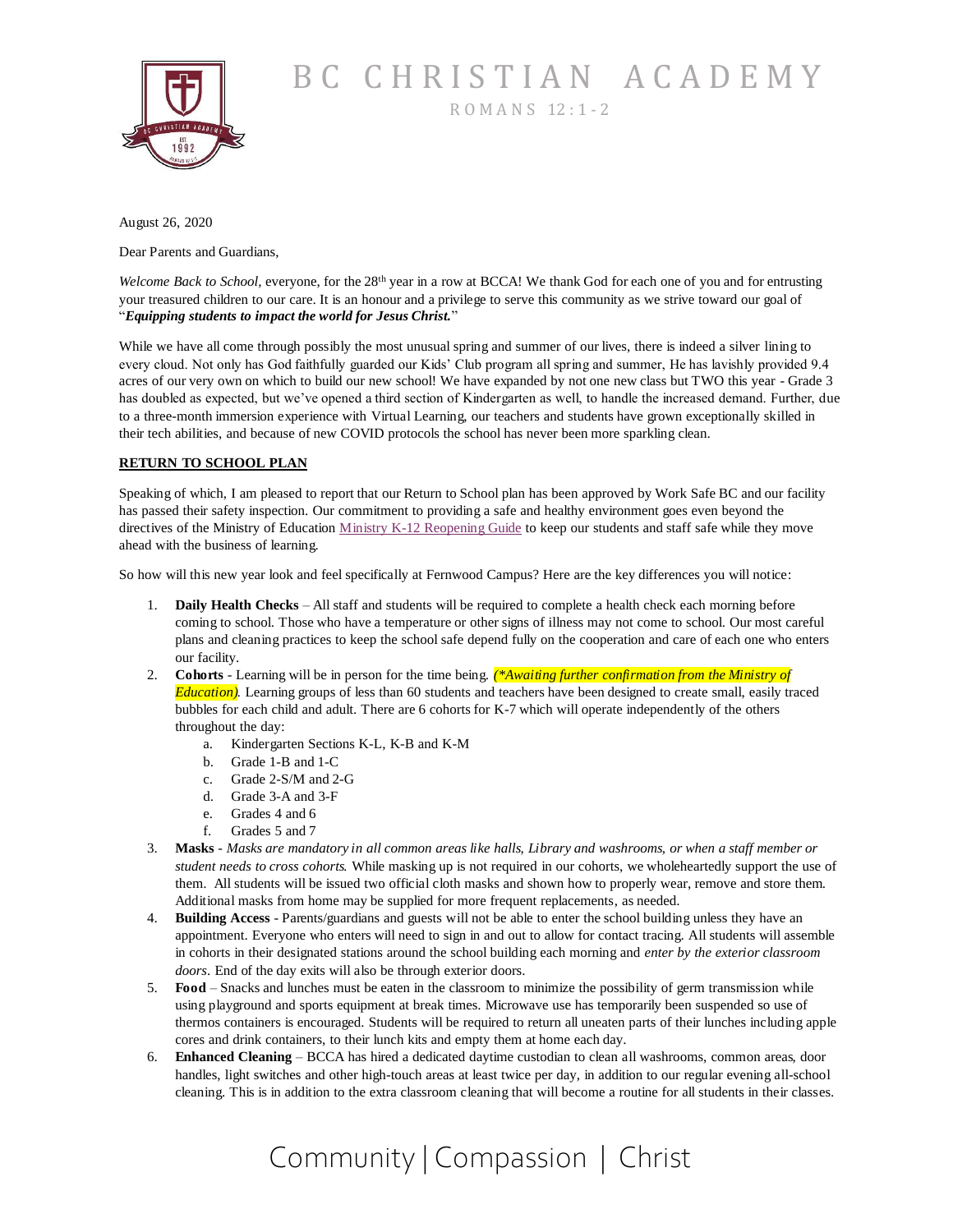# BC CHRISTIAN ACADEMY

ROMANS 12:1-2

August 26, 2020

Dear Parents and Guardians,

*Welcome Back to School,* everyone, for the 28th year in a row at BCCA! We thank God for each one of you and for entrusting your treasured children to our care. It is an honour and a privilege to serve this community as we strive toward our goal of "***Equipping students to impact the world for Jesus Christ.***"

While we have all come through possibly the most unusual spring and summer of our lives, there is indeed a silver lining to every cloud. Not only has God faithfully guarded our Kids' Club program all spring and summer, He has lavishly provided 9.4 acres of our very own on which to build our new school! We have expanded by not one new class but TWO this year - Grade 3 has doubled as expected, but we've opened a third section of Kindergarten as well, to handle the increased demand. Further, due to a three-month immersion experience with Virtual Learning, our teachers and students have grown exceptionally skilled in their tech abilities, and because of new COVID protocols the school has never been more sparkling clean.

## RETURN TO SCHOOL PLAN

Speaking of which, I am pleased to report that our Return to School plan has been approved by Work Safe BC and our facility has passed their safety inspection. Our commitment to providing a safe and healthy environment goes even beyond the directives of the Ministry of Education Ministry K-12 Reopening Guide to keep our students and staff safe while they move ahead with the business of learning.

So how will this new year look and feel specifically at Fernwood Campus? Here are the key differences you will notice:

1. **Daily Health Checks** – All staff and students will be required to complete a health check each morning before coming to school. Those who have a temperature or other signs of illness may not come to school. Our most careful plans and cleaning practices to keep the school safe depend fully on the cooperation and care of each one who enters our facility.
2. **Cohorts** - Learning will be in person for the time being. ***(\*Awaiting further confirmation from the Ministry of Education).*** Learning groups of less than 60 students and teachers have been designed to create small, easily traced bubbles for each child and adult. There are 6 cohorts for K-7 which will operate independently of the others throughout the day:
   a. Kindergarten Sections K-L, K-B and K-M
   b. Grade 1-B and 1-C
   c. Grade 2-S/M and 2-G
   d. Grade 3-A and 3-F
   e. Grades 4 and 6
   f. Grades 5 and 7
3. **Masks** - *Masks are mandatory in all common areas like halls, Library and washrooms, or when a staff member or student needs to cross cohorts.* While masking up is not required in our cohorts, we wholeheartedly support the use of them. All students will be issued two official cloth masks and shown how to properly wear, remove and store them. Additional masks from home may be supplied for more frequent replacements, as needed.
4. **Building Access** - Parents/guardians and guests will not be able to enter the school building unless they have an appointment. Everyone who enters will need to sign in and out to allow for contact tracing. All students will assemble in cohorts in their designated stations around the school building each morning and *enter by the exterior classroom doors*. End of the day exits will also be through exterior doors.
5. **Food** – Snacks and lunches must be eaten in the classroom to minimize the possibility of germ transmission while using playground and sports equipment at break times. Microwave use has temporarily been suspended so use of thermos containers is encouraged. Students will be required to return all uneaten parts of their lunches including apple cores and drink containers, to their lunch kits and empty them at home each day.
6. **Enhanced Cleaning** – BCCA has hired a dedicated daytime custodian to clean all washrooms, common areas, door handles, light switches and other high-touch areas at least twice per day, in addition to our regular evening all-school cleaning. This is in addition to the extra classroom cleaning that will become a routine for all students in their classes.

Community | Compassion | Christ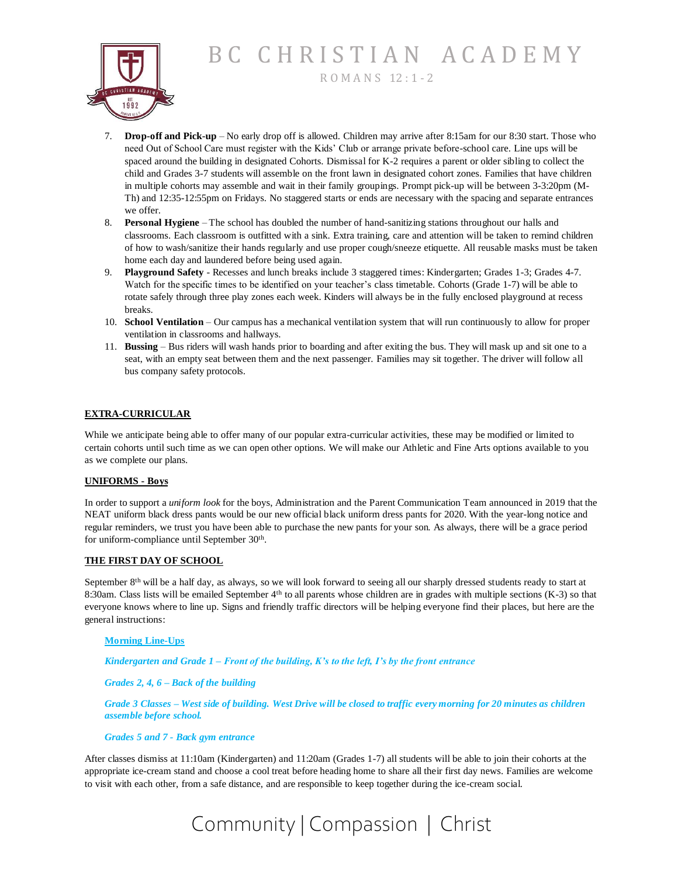7. **Drop-off and Pick-up** – No early drop off is allowed. Children may arrive after 8:15am for our 8:30 start. Those who need Out of School Care must register with the Kids' Club or arrange private before-school care. Line ups will be spaced around the building in designated Cohorts. Dismissal for K-2 requires a parent or older sibling to collect the child and Grades 3-7 students will assemble on the front lawn in designated cohort zones. Families that have children in multiple cohorts may assemble and wait in their family groupings. Prompt pick-up will be between 3-3:20pm (M-Th) and 12:35-12:55pm on Fridays. No staggered starts or ends are necessary with the spacing and separate entrances we offer.
8. **Personal Hygiene** – The school has doubled the number of hand-sanitizing stations throughout our halls and classrooms. Each classroom is outfitted with a sink. Extra training, care and attention will be taken to remind children of how to wash/sanitize their hands regularly and use proper cough/sneeze etiquette. All reusable masks must be taken home each day and laundered before being used again.
9. **Playground Safety** - Recesses and lunch breaks include 3 staggered times: Kindergarten; Grades 1-3; Grades 4-7. Watch for the specific times to be identified on your teacher's class timetable. Cohorts (Grade 1-7) will be able to rotate safely through three play zones each week. Kinders will always be in the fully enclosed playground at recess breaks.
10. **School Ventilation** – Our campus has a mechanical ventilation system that will run continuously to allow for proper ventilation in classrooms and hallways.
11. **Bussing** – Bus riders will wash hands prior to boarding and after exiting the bus. They will mask up and sit one to a seat, with an empty seat between them and the next passenger. Families may sit together. The driver will follow all bus company safety protocols.

## EXTRA-CURRICULAR

While we anticipate being able to offer many of our popular extra-curricular activities, these may be modified or limited to certain cohorts until such time as we can open other options. We will make our Athletic and Fine Arts options available to you as we complete our plans.

## UNIFORMS - Boys

In order to support a *uniform look* for the boys, Administration and the Parent Communication Team announced in 2019 that the NEAT uniform black dress pants would be our new official black uniform dress pants for 2020. With the year-long notice and regular reminders, we trust you have been able to purchase the new pants for your son. As always, there will be a grace period for uniform-compliance until September 30th.

## THE FIRST DAY OF SCHOOL

September 8th will be a half day, as always, so we will look forward to seeing all our sharply dressed students ready to start at 8:30am. Class lists will be emailed September 4th to all parents whose children are in grades with multiple sections (K-3) so that everyone knows where to line up. Signs and friendly traffic directors will be helping everyone find their places, but here are the general instructions:

**Morning Line-Ups**

***Kindergarten and Grade 1 – Front of the building, K's to the left, I's by the front entrance***

***Grades 2, 4, 6 – Back of the building***

***Grade 3 Classes – West side of building. West Drive will be closed to traffic every morning for 20 minutes as children assemble before school.***

***Grades 5 and 7 - Back gym entrance***

After classes dismiss at 11:10am (Kindergarten) and 11:20am (Grades 1-7) all students will be able to join their cohorts at the appropriate ice-cream stand and choose a cool treat before heading home to share all their first day news. Families are welcome to visit with each other, from a safe distance, and are responsible to keep together during the ice-cream social.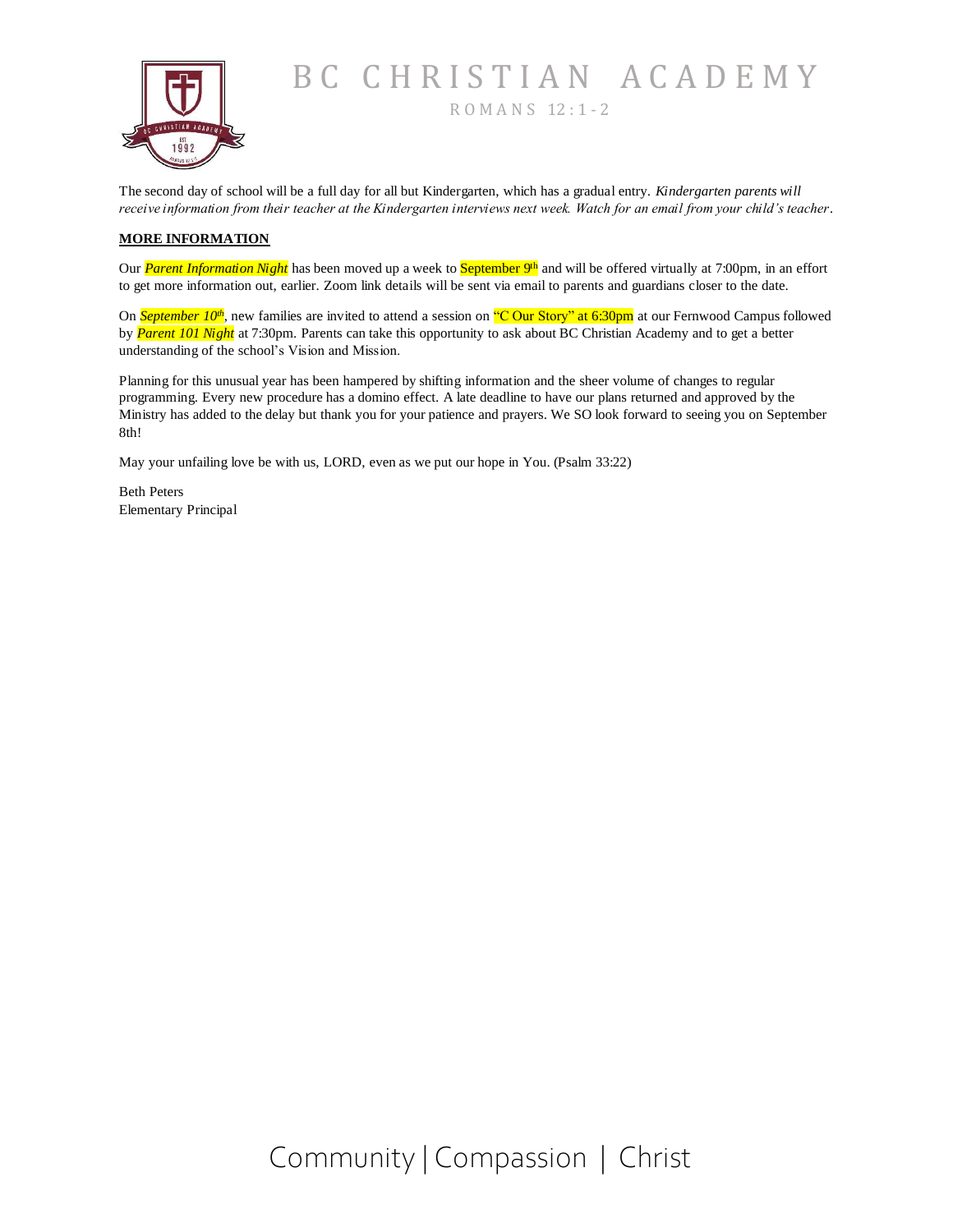The second day of school will be a full day for all but Kindergarten, which has a gradual entry. *Kindergarten parents will receive information from their teacher at the Kindergarten interviews next week. Watch for an email from your child's teacher*.

**MORE INFORMATION**

Our ***Parent Information Night*** has been moved up a week to September 9th and will be offered virtually at 7:00pm, in an effort to get more information out, earlier. Zoom link details will be sent via email to parents and guardians closer to the date.

On ***September 10th***, new families are invited to attend a session on "C Our Story" at 6:30pm at our Fernwood Campus followed by ***Parent 101 Night*** at 7:30pm. Parents can take this opportunity to ask about BC Christian Academy and to get a better understanding of the school's Vision and Mission.

Planning for this unusual year has been hampered by shifting information and the sheer volume of changes to regular programming. Every new procedure has a domino effect. A late deadline to have our plans returned and approved by the Ministry has added to the delay but thank you for your patience and prayers. We SO look forward to seeing you on September 8th!

May your unfailing love be with us, LORD, even as we put our hope in You. (Psalm 33:22)

Beth Peters
Elementary Principal